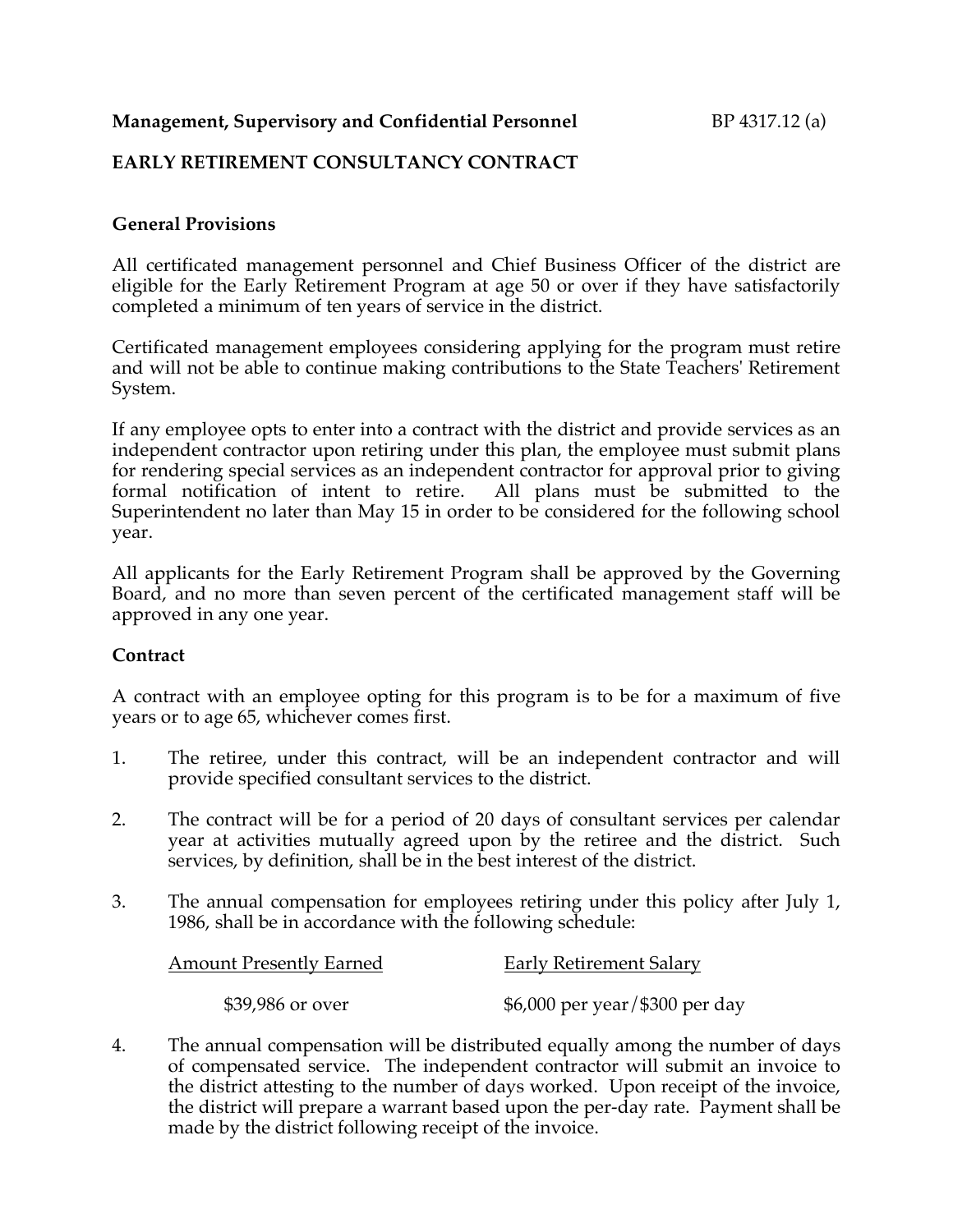**Management, Supervisory and Confidential Personnel** BP 4317.12 (a)

## EARLY RETIREMENT CONSULTANCY CONTRACT

### General Provisions

All certificated management personnel and Chief Business Officer of the district are eligible for the Early Retirement Program at age 50 or over if they have satisfactorily completed a minimum of ten years of service in the district.

Certificated management employees considering applying for the program must retire and will not be able to continue making contributions to the State Teachers' Retirement System.

If any employee opts to enter into a contract with the district and provide services as an independent contractor upon retiring under this plan, the employee must submit plans for rendering special services as an independent contractor for approval prior to giving formal notification of intent to retire. All plans must be submitted to the Superintendent no later than May 15 in order to be considered for the following school year.

All applicants for the Early Retirement Program shall be approved by the Governing Board, and no more than seven percent of the certificated management staff will be approved in any one year.

### Contract

A contract with an employee opting for this program is to be for a maximum of five years or to age 65, whichever comes first.

1. The retiree, under this contract, will be an independent contractor and will provide specified consultant services to the district.

2. The contract will be for a period of 20 days of consultant services per calendar year at activities mutually agreed upon by the retiree and the district. Such services, by definition, shall be in the best interest of the district.

3. The annual compensation for employees retiring under this policy after July 1, 1986, shall be in accordance with the following schedule:

| Amount Presently Earned | Early Retirement Salary |
|---|---|
| $39,986 or over | $6,000 per year/$300 per day |

4. The annual compensation will be distributed equally among the number of days of compensated service. The independent contractor will submit an invoice to the district attesting to the number of days worked. Upon receipt of the invoice, the district will prepare a warrant based upon the per-day rate. Payment shall be made by the district following receipt of the invoice.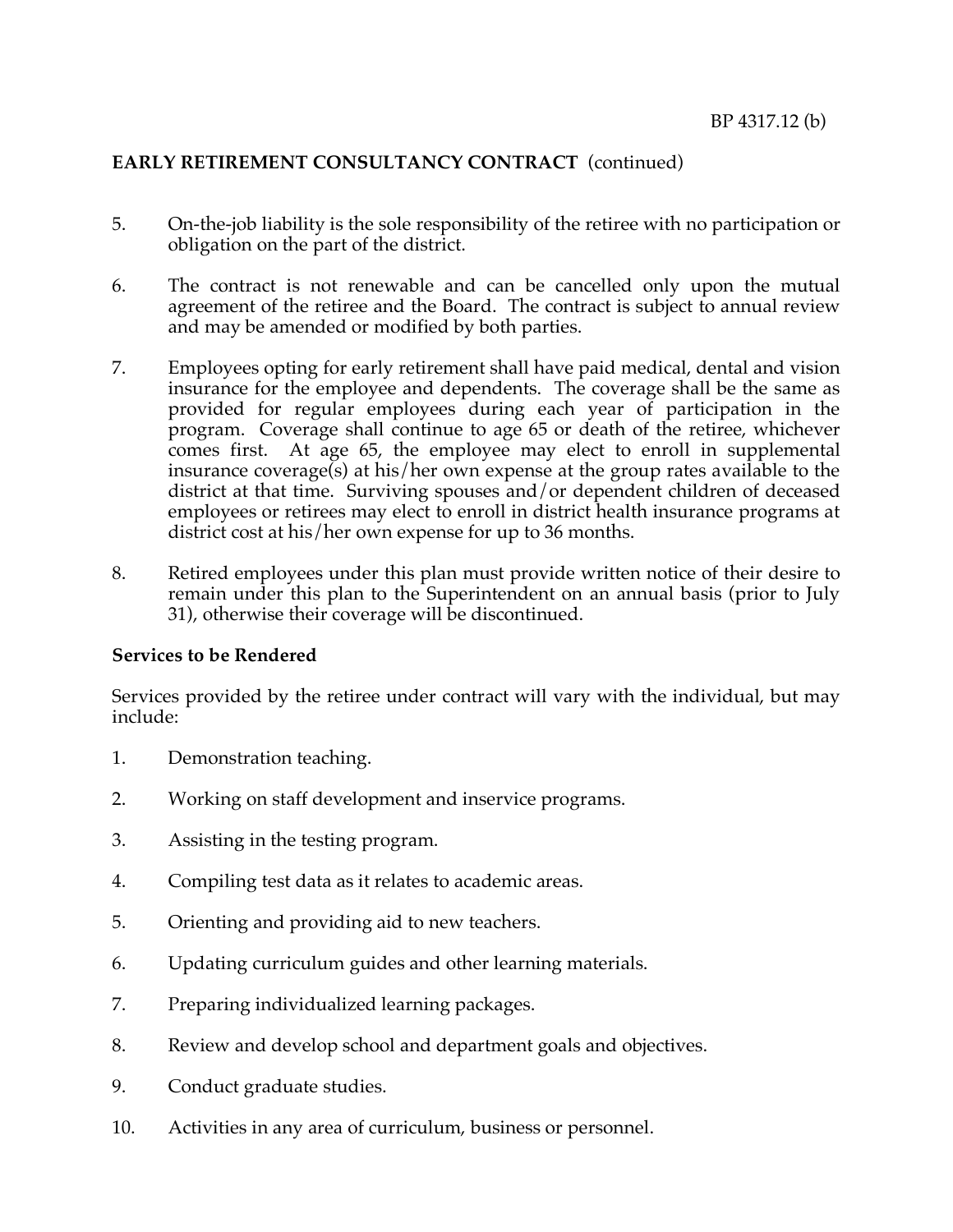**EARLY RETIREMENT CONSULTANCY CONTRACT** (continued)

5. On-the-job liability is the sole responsibility of the retiree with no participation or obligation on the part of the district.

6. The contract is not renewable and can be cancelled only upon the mutual agreement of the retiree and the Board. The contract is subject to annual review and may be amended or modified by both parties.

7. Employees opting for early retirement shall have paid medical, dental and vision insurance for the employee and dependents. The coverage shall be the same as provided for regular employees during each year of participation in the program. Coverage shall continue to age 65 or death of the retiree, whichever comes first. At age 65, the employee may elect to enroll in supplemental insurance coverage(s) at his/her own expense at the group rates available to the district at that time. Surviving spouses and/or dependent children of deceased employees or retirees may elect to enroll in district health insurance programs at district cost at his/her own expense for up to 36 months.

8. Retired employees under this plan must provide written notice of their desire to remain under this plan to the Superintendent on an annual basis (prior to July 31), otherwise their coverage will be discontinued.

**Services to be Rendered**

Services provided by the retiree under contract will vary with the individual, but may include:

1. Demonstration teaching.

2. Working on staff development and inservice programs.

3. Assisting in the testing program.

4. Compiling test data as it relates to academic areas.

5. Orienting and providing aid to new teachers.

6. Updating curriculum guides and other learning materials.

7. Preparing individualized learning packages.

8. Review and develop school and department goals and objectives.

9. Conduct graduate studies.

10. Activities in any area of curriculum, business or personnel.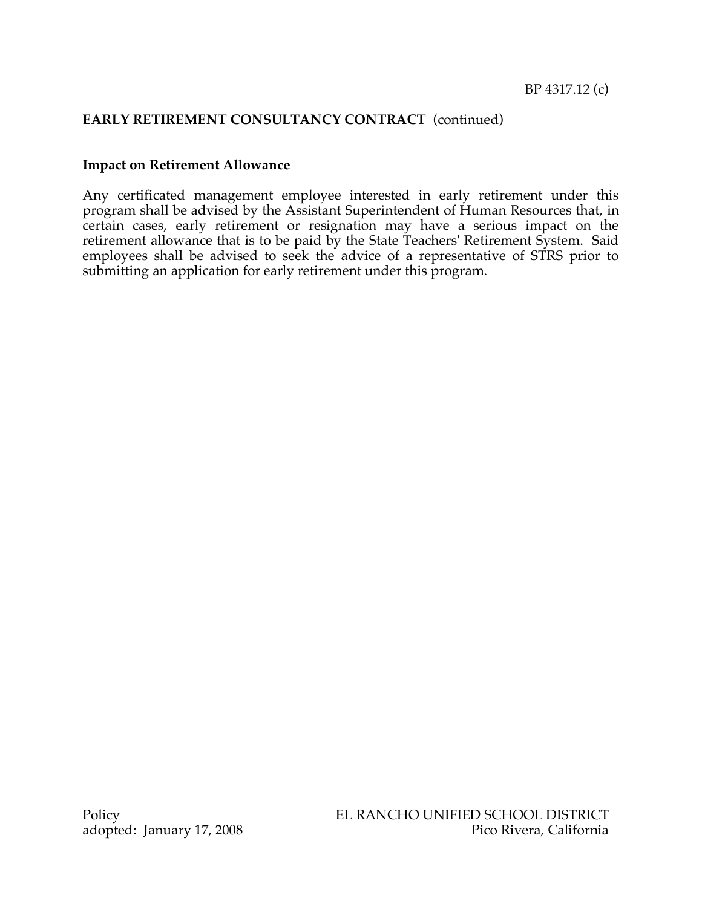**EARLY RETIREMENT CONSULTANCY CONTRACT** (continued)

**Impact on Retirement Allowance**

Any certificated management employee interested in early retirement under this program shall be advised by the Assistant Superintendent of Human Resources that, in certain cases, early retirement or resignation may have a serious impact on the retirement allowance that is to be paid by the State Teachers' Retirement System. Said employees shall be advised to seek the advice of a representative of STRS prior to submitting an application for early retirement under this program.

Policy
adopted: January 17, 2008

EL RANCHO UNIFIED SCHOOL DISTRICT
Pico Rivera, California